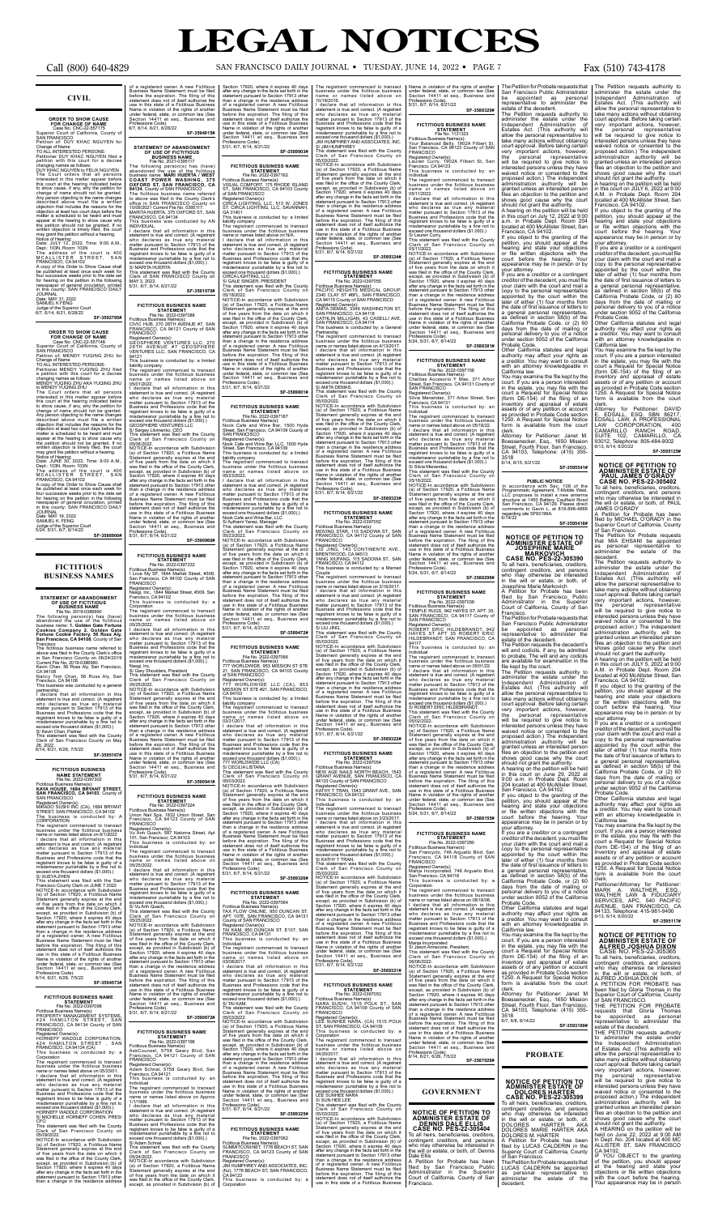# LEGAL NOTICES

## CIVIL

**ORDER TO SHOW CAUSE FOR CHANGE OF NAME**
Case No. CNC-22-557175
Superior Court of California, County of SAN FRANCISCO
Petition of: DUY KHAC NGUYEN for Change of Name
TO ALL INTERESTED PERSONS:
Petitioner DUY KHAC NGUYEN filed a petition with this court for a decree changing names as follows:
DUY KHAC NGUYEN to FELIX NGUYEN
The Court orders that all persons interested in this matter appear before this court at the hearing indicated below to show cause, if any, why the petition for change of name should not be granted. Any person objecting to the name changes described above must file a written objection that includes the reasons for the objection at least two court days before the matter is scheduled to be heard and must appear at the hearing to show cause why the petition should not be granted. If no written objection is timely filed, the court may grant the petition without a hearing.
Notice of Hearing:
Date: JULY 12, 2022, Time: 9:00 A.M., Dept.: 103N, Room: 103N
The address of the court is 400 MCALLISTER STREET, SAN FRANCISCO, CA 94102
A copy of this Order to Show Cause shall be published at least once each week for four successive weeks prior to the date set for hearing on the petition in the following newspaper of general circulation, printed in this county: SAN FRANCISCO DAILY JOURNAL
Date: MAY 31, 2022
SAMUEL K FENG
Judge of the Superior Court
6/7, 6/14, 6/21, 6/28/22
**SF-3592795#**

**ORDER TO SHOW CAUSE FOR CHANGE OF NAME**
Case No. CNC-22-557148
Superior Court of California, County of SAN FRANCISCO
Petition of: MENDY YUQING ZHU for Change of Name
TO ALL INTERESTED PERSONS:
Petitioner MENDY YUQING ZHU filed a petition with this court for a decree changing names as follows:
MENDY YUQING ZHU AKA YUQING ZHU to MENDY YUQING ZHU
The Court orders that all persons interested in this matter appear before this court at the hearing indicated below to show cause, if any, why the petition for change of name should not be granted. Any person objecting to the name changes described above must file a written objection that includes the reasons for the objection at least two court days before the matter is scheduled to be heard and must appear at the hearing to show cause why the petition should not be granted. If no written objection is timely filed, the court may grant the petition without a hearing.
Notice of Hearing:
Date: JUNE 30, 2022, Time: 9:00 A.M., Dept.: 103N, Room: 103N
The address of the court is 400 MCALLISTER STREET, SAN FRANCISCO, CA 94102
A copy of this Order to Show Cause shall be published at least once each week for four successive weeks prior to the date set for hearing on the petition in the following newspaper of general circulation, printed in this county: SAN FRANCISCO DAILY JOURNAL
Date: MAY 19, 2022
SAMUEL K. FENG
Judge of the Superior Court
5/24, 5/31, 6/7, 6/14/22
**SF-3588900#**

## FICTITIOUS BUSINESS NAMES

**STATEMENT OF ABANDONMENT OF USE OF FICTITIOUS BUSINESS NAME**
The following person(s) has (have) abandoned the use of the fictitious business name: **1. Golden Gate Fortune Cookies Company, 2. Golden Gate Fortune Cookie Factory, 56 Ross Aly, San Francisco, CA 94108**, County of San Francisco
The fictitious business name referred to above was filed in the County Clerk's office in San Francisco County on 06/24/2019 Current File No. 2019-0386990
Kevin Chan, 56 Ross Aly, San Francisco, CA 94108
Nancy Tom Chan, 56 Ross Aly, San Francisco, CA 94108
This business was conducted by a general partnership.
I declare that all information in this statement is true and correct. (A registrant who declares as true any material matter pursuant to Section 17913 of the Business and Professions code that the registrant knows to be false is guilty of a misdemeanor punishable by a fine not to exceed one thousand dollars ($1,000).)
S/ Kevin Chan, Partner
This statement was filed with the County Clerk of San Francisco County on May 26, 2022
6/14, 6/21, 6/28, 7/5/22
**SF-3595167#**

**FICTITIOUS BUSINESS NAME STATEMENT**
File No. 2022-0397302
Fictitious Business Name(s):
**KAYA HOUSE, 1584 BRYANT STREET, SAN FRANCISCO, CA 94103**, County of SAN FRANCISCO
Registered Owner(s):
MIRAIDO SUSHI INC (CA), 1584 BRYANT STREET, SAN FRANCISCO, CA 94103
This business is conducted by: A CORPORATION
The registrant commenced to transact business under the fictitious business name or names listed above on 6/1/2022
I declare that all information in this statement is true and correct. (A registrant who declares as true any material matter pursuant to Section 17913 of the Business and Professions code that the registrant knows to be false is guilty of a misdemeanor punishable by a fine not to exceed one thousand dollars ($1,000).)
S/ XUEYAZHEN
This statement was filed with the County Clerk of San Francisco County on JUNE 7 2022
NOTICE-In accordance with Subdivision (a) of Section 17920, a Fictitious Name Statement generally expires at the end of five years from the date on which it was filed in the office of the County Clerk, except, as provided in Subdivision (b) of Section 17920, where it expires 40 days after any change in the facts set forth in the statement pursuant to Section 17913 other than a change in the residence address of a registered owner. A new Fictitious Business Name Statement must be filed before the expiration. The filing of this statement does not of itself authorize the use in this state of a Fictitious Business Name in violation of the rights of another under federal, state, or common law (See Section 14411 et seq., Business and Professions Code).
6/14, 6/21, 6/28, 7/5/22
**SF-3595473#**

**FICTITIOUS BUSINESS NAME STATEMENT**
File No. 2022-0397096
Fictitious Business Name(s):
PROPERTY MANAGEMENT SYSTEMS, 424 HAMILTON STREET, SAN FRANCISCO, CA 94134 County of SAN FRANCISCO
Registered Owner(s):
HORNIFF WADDLE CORPORATION, 424 HAMILTON STREET, SAN FRANCISCO, CA 94134 (CA)
This business is conducted by: a Corporation
The registrant commenced to transact business under the fictitious business name or names listed above on 05/23/01.
I declare that all information in this statement is true and correct. (A registrant who declares as true any material matter pursuant to Section 17913 of the Business and Professions code that the registrant knows to be false is guilty of a misdemeanor punishable by a fine not to exceed one thousand dollars ($1,000).)
S/ HORNIFF WADDLE CORPORATION BY MICHELE HORNIFF COHEN, PRES/CFO
This statement was filed with the County Clerk of San Francisco County on 05/09/2022.
NOTICE-In accordance with Subdivision (a) of Section 17920, a Fictitious Name Statement generally expires at the end of five years from the date on which it was filed in the office of the County Clerk, except, as provided in Subdivision (b) of Section 17920, where it expires 40 days after any change in the facts set forth in the statement pursuant to Section 17913 other than a change in the residence address of a registered owner. A new Fictitious Business Name Statement must be filed before the expiration. The filing of this statement does not of itself authorize the use in this state of a Fictitious Business Name in violation of the rights of another under federal, state, or common law (See Section 14411 et seq., Business and Professions Code).
6/7, 6/14, 6/21, 6/28/22
**SF-3594015#**

**STATEMENT OF ABANDONMENT OF USE OF FICTITIOUS BUSINESS NAME**
File No. 2021-0395117
The following person(s) has (have) abandoned the use of the fictitious business name: **MAR HUERTA COAST POWER SYSTEMS, 1231 OXFORD ST, SAN FRANCISCO, CA 94134**, County of SAN FRANCISCO
The fictitious business name referred to above was filed in the County Clerk's office in SAN FRANCISCO County on 10/06/2021 Current File No. 0395117
MARTA HUERTA, 1231 OXFORD ST, SAN FRANCISCO, CA 94134
This business was conducted by AN INDIVIDUAL
I declare that all information in this statement is true and correct. (A registrant who declares as true any material matter pursuant to Section 17913 of the Business and Professions code that the registrant knows to be false is guilty of a misdemeanor punishable by a fine not to exceed one thousand dollars ($1,000).)
S/ MARTA HUERTA
This statement was filed with the County Clerk of SAN FRANCISCO County on MAY 3, 2022
5/31, 6/7, 6/14, 6/21/22
**SF-3591070#**

**FICTITIOUS BUSINESS NAME STATEMENT**
File No. 2022-0397058
Fictitious Business Name(s):
CIVIC HUB, 270 26TH AVENUE #7, SAN FRANCISCO, CA 94121 County of SAN FRANCISCO
Registered Owner(s):
GEOSPHERE VENTURES LLC, 270 26TH AVENUE #7 GEOSPHERE VENTURES LLC, SAN FRANCISCO, CA 94121
This business is conducted by: a limited liability company
The registrant commenced to transact business under the fictitious business name or names listed above on 05/01/2022.
I declare that all information in this statement is true and correct. (A registrant who declares as true any material matter pursuant to Section 17913 of the Business and Professions code that the registrant knows to be false is guilty of a misdemeanor punishable by a fine not to exceed one thousand dollars ($1,000).)
S/ Sergey Litvinenko, CEO
This statement was filed with the County Clerk of San Francisco County on 05/06/2022.
NOTICE-In accordance with Subdivision (a) of Section 17920, a Fictitious Name Statement generally expires at the end of five years from the date on which it was filed in the office of the County Clerk, except, as provided in Subdivision (b) of Section 17920, where it expires 40 days after any change in the facts set forth in the statement pursuant to Section 17913 other than a change in the residence address of a registered owner. A new Fictitious Business Name Statement must be filed before the expiration. The filing of this statement does not of itself authorize the use in this state of a Fictitious Business Name in violation of the rights of another under federal, state, or common law (See Section 14411 et seq., Business and Professions Code).
5/31, 6/7, 6/14, 6/21/22
**SF-3590960#**

**FICTITIOUS BUSINESS NAME STATEMENT**
File No. 2022-0397232
Fictitious Business Name(s):
Luxe by SF, 1644 Market Street, #309, San Francisco, CA 94102 County of SAN FRANCISCO
Registered Owner(s):
Naagi, Inc., 1644 Market Street, #309, San Francisco, CA 94102
This business is conducted by: a Corporation
The registrant commenced to transact business under the fictitious business name or names listed above on 05/25/2022.
I declare that all information in this statement is true and correct. (A registrant who declares as true any material matter pursuant to Section 17913 of the Business and Professions code that the registrant knows to be false is guilty of a misdemeanor punishable by a fine not to exceed one thousand dollars ($1,000).)
S/ Gary Shouldes, President
This statement was filed with the County Clerk of San Francisco County on 05/25/2022.
NOTICE-In accordance with Subdivision (a) of Section 17920, a Fictitious Name Statement generally expires at the end of five years from the date on which it was filed in the office of the County Clerk, except, as provided in Subdivision (b) of Section 17920, where it expires 40 days after any change in the facts set forth in the statement pursuant to Section 17913 other than a change in the residence address of a registered owner. A new Fictitious Business Name Statement must be filed before the expiration. The filing of this statement does not of itself authorize the use in this state of a Fictitious Business Name in violation of the rights of another under federal, state, or common law (See Section 14411 et seq., Business and Professions Code).
5/31, 6/7, 6/14, 6/21/22
**SF-3594941#**

**FICTITIOUS BUSINESS NAME STATEMENT**
File No. 2022-0397224
Fictitious Business Name(s):
Union Nail Spa, 3527 Noriega Street, San Francisco, CA 94122 County of SAN FRANCISCO
Registered Owner(s):
Vu Anh Quach, 397 Natoma Street, Apt 101, San Francisco, CA 94103
This business is conducted by: an Individual
The registrant commenced to transact business under the fictitious business name or names listed above on 05/25/2022.
I declare that all information in this statement is true and correct. (A registrant who declares as true any material matter pursuant to Section 17913 of the Business and Professions code that the registrant knows to be false is guilty of a misdemeanor punishable by a fine not to exceed one thousand dollars ($1,000).)
S/ Vu Anh Quach
This statement was filed with the County Clerk of San Francisco County on 05/25/2022.
NOTICE-In accordance with Subdivision (a) of Section 17920, a Fictitious Name Statement generally expires at the end of five years from the date on which it was filed in the office of the County Clerk, except, as provided in Subdivision (b) of Section 17920, where it expires 40 days after any change in the facts set forth in the statement pursuant to Section 17913 other than a change in the residence address of a registered owner. A new Fictitious Business Name Statement must be filed before the expiration. The filing of this statement does not of itself authorize the use in this state of a Fictitious Business Name in violation of the rights of another under federal, state, or common law (See Section 14411 et seq., Business and Professions Code).
5/31, 6/7, 6/14, 6/21/22
**SF-3590672#**

**FICTITIOUS BUSINESS NAME STATEMENT**
File No. 2022-0397186
Fictitious Business Name(s):
AskCounsel, 5758 Geary Blvd, San Francisco, CA 94121 County of SAN FRANCISCO
Registered Owner(s):
Adam Schrad, 5758 Geary Blvd, San Francisco, CA 94121
This business is conducted by: an Individual
The registrant commenced to transact business under the fictitious business name or names listed above on 1/1/2022.
I declare that all information in this statement is true and correct. (A registrant who declares as true any material matter pursuant to Section 17913 of the Business and Professions code that the registrant knows to be false is guilty of a misdemeanor punishable by a fine not to exceed one thousand dollars ($1,000).)
S/ Adam Schrad
This statement was filed with the County Clerk of San Francisco County on 05/24/2022.
NOTICE-In accordance with Subdivision (a) of Section 17920, a Fictitious Name Statement generally expires at the end of five years from the date on which it was filed in the office of the County Clerk, except, as provided in Subdivision (b) of Section 17920, where it expires 40 days after any change in the facts set forth in the statement pursuant to Section 17913 other than a change in the residence address of a registered owner. A new Fictitious Business Name Statement must be filed before the expiration. The filing of this statement does not of itself authorize the use in this state of a Fictitious Business Name in violation of the rights of another under federal, state, or common law (See Section 14411 et seq., Business and Professions Code).
5/31, 6/7, 6/14, 6/21/22
**SF-3589093#**

**FICTITIOUS BUSINESS NAME STATEMENT**
File No. 2022-0397162
Fictitious Business Name(s):
VISUAL COMFORT, 175 RHODE ISLAND ST, SAN FRANCISCO, CA 94103 County of SAN FRANCISCO
Registered Owner(s):
CIRCA LIGHTING, LLC, 513 W. JONES ST, CIRCA LIGHTING, LLC, SAVANNAH, GA 31401
This business is conducted by: a limited liability company
The registrant commenced to transact business under the fictitious business name or names listed above on 05/20/2022
I declare that all information in this statement is true and correct. (A registrant who declares as true any material matter pursuant to Section 17913 of the Business and Professions code that the registrant knows to be false is guilty of a misdemeanor punishable by a fine not to exceed one thousand dollars ($1,000).)
S/ GALE SINGER, PRESIDENT
This statement was filed with the County Clerk of San Francisco County on 05/20/2022.
NOTICE-In accordance with Subdivision (a) of Section 17920, a Fictitious Name Statement generally expires at the end of five years from the date on which it was filed in the office of the County Clerk, except, as provided in Subdivision (b) of Section 17920, where it expires 40 days after any change in the facts set forth in the statement pursuant to Section 17913 other than a change in the residence address of a registered owner. A new Fictitious Business Name Statement must be filed before the expiration. The filing of this statement does not of itself authorize the use in this state of a Fictitious Business Name in violation of the rights of another under federal, state, or common law (See Section 14411 et seq., Business and Professions Code).
5/31, 6/7, 6/14, 6/21/22
**SF-3589818#**

**FICTITIOUS BUSINESS NAME STATEMENT**
File No. 2022-0397187
Fictitious Business Name(s):
Nook Cafe and Wine Bar, 1500 Hyde Street, San Francisco, CA 94109 County of SAN FRANCISCO
Registered Owner(s):
Nook Cafe and Wine Bar LLC, 1500 Hyde Street, San Francisco, CA 94109
This business is conducted by: a limited liability company
The registrant commenced to transact business under the fictitious business name or names listed above on 05/23/2022.
I declare that all information in this statement is true and correct. (A registrant who declares as true any material matter pursuant to Section 17913 of the Business and Professions code that the registrant knows to be false is guilty of a misdemeanor punishable by a fine not to exceed one thousand dollars ($1,000).)
S/ Aryhami Yerwe, Managing Member
This statement was filed with the County Clerk of San Francisco County on 05/23/2022.
NOTICE-In accordance with Subdivision (a) of Section 17920, a Fictitious Name Statement generally expires at the end of five years from the date on which it was filed in the office of the County Clerk, except, as provided in Subdivision (b) of Section 17920, where it expires 40 days after any change in the facts set forth in the statement pursuant to Section 17913 other than a change in the residence address of a registered owner. A new Fictitious Business Name Statement must be filed before the expiration. The filing of this statement does not of itself authorize the use in this state of a Fictitious Business Name in violation of the rights of another under federal, state, or common law (See Section 14411 et seq., Business and Professions Code).
5/31, 6/7, 6/14, 6/21/22
**SF-3589472#**

**FICTITIOUS BUSINESS NAME STATEMENT**
File No. 2022-0397066
Fictitious Business Name(s):
777 WORLDWIDE, 355 MISSION ST STE 21, SAN FRANCISCO, CA 94103 County of SAN FRANCISCO
Registered Owner(s):
777 WORLDWIDE LLC (CA), 953 MISSION ST STE 62, SAN FRANCISCO, CA 94103
This business is conducted by: a limited liability company
The registrant commenced to transact business under the fictitious business name or names listed above on 05/01/2017.
I declare that all information in this statement is true and correct. (A registrant who declares as true any material matter pursuant to Section 17913 of the Business and Professions code that the registrant knows to be false is guilty of a misdemeanor punishable by a fine not to exceed one thousand dollars ($1,000).)
S/ CECILIA LETANA
This statement was filed with the County Clerk of San Francisco County on 05/06/2022.
NOTICE-In accordance with Subdivision (a) of Section 17920, a Fictitious Name Statement generally expires at the end of five years from the date on which it was filed in the office of the County Clerk, except, as provided in Subdivision (b) of Section 17920, where it expires 40 days after any change in the facts set forth in the statement pursuant to Section 17913 other than a change in the residence address of a registered owner. A new Fictitious Business Name Statement must be filed before the expiration. The filing of this statement does not of itself authorize the use in this state of a Fictitious Business Name in violation of the rights of another under federal, state, or common law (See Section 14411 et seq., Business and Professions Code).
5/31, 6/7, 6/14, 6/21/22
**SF-3589326#**

**FICTITIOUS BUSINESS NAME STATEMENT**
File No. 2022-0397064
Fictitious Business Name(s):
TAX FLOW ONLINE, 950 DUNCAN ST. APT 1035, SAN FRANCISCO, CA 94131 County of SAN FRANCISCO
Registered Owner(s):
TAI NGUYEN, 950 DUNCAN ST. E107, SAN FRANCISCO, CA 94131
This business is conducted by: an Individual
The registrant commenced to transact business under the fictitious business name or names listed above on N/A.
I declare that all information in this statement is true and correct. (A registrant who declares as true any material matter pursuant to Section 17913 of the Business and Professions code that the registrant knows to be false is guilty of a misdemeanor punishable by a fine not to exceed one thousand dollars ($1,000).)
S/ TAI NGUYEN
This statement was filed with the County Clerk of San Francisco County on 05/06/2022.
NOTICE-In accordance with Subdivision (a) of Section 17920, a Fictitious Name Statement generally expires at the end of five years from the date on which it was filed in the office of the County Clerk, except, as provided in Subdivision (b) of Section 17920, where it expires 40 days after any change in the facts set forth in the statement pursuant to Section 17913 other than a change in the residence address of a registered owner. A new Fictitious Business Name Statement must be filed before the expiration. The filing of this statement does not of itself authorize the use in this state of a Fictitious Business Name in violation of the rights of another under federal, state, or common law (See Section 14411 et seq., Business and Professions Code).
5/31, 6/7, 6/14, 6/21/22
**SF-3589325#**

**FICTITIOUS BUSINESS NAME STATEMENT**
File No. 2022-0397062
Fictitious Business Name(s):
SUNNYCOMMIT, 1778 BEACH ST, SAN FRANCISCO, CA 94123 County of SAN FRANCISCO
Registered Owner(s):
JIM HUMPHREY AND ASSOCIATES, INC. (CA), 1778 BEACH ST, SAN FRANCISCO, CA 94123
This business is conducted by: a Corporation
The registrant commenced to transact business under the fictitious business name or names listed above on 10/18/2016.
I declare that all information in this statement is true and correct. (A registrant who declares as true any material matter pursuant to Section 17913 of the Business and Professions code that the registrant knows to be false is guilty of a misdemeanor punishable by a fine not to exceed one thousand dollars ($1,000).)
S/ JIM HUMPHREY AND ASSOCIATES, INC. BY JIM HUMPHREY
This statement was filed with the County Clerk of San Francisco County on 05/05/2022.
NOTICE-In accordance with Subdivision (a) of Section 17920, a Fictitious Name Statement generally expires at the end of five years from the date on which it was filed in the office of the County Clerk, except, as provided in Subdivision (b) of Section 17920, where it expires 40 days after any change in the facts set forth in the statement pursuant to Section 17913 other than a change in the residence address of a registered owner. A new Fictitious Business Name Statement must be filed before the expiration. The filing of this statement does not of itself authorize the use in this state of a Fictitious Business Name in violation of the rights of another under federal, state, or common law (See Section 14411 et seq., Business and Professions Code).
5/31, 6/7, 6/14, 6/21/22
**SF-3589324#**

**FICTITIOUS BUSINESS NAME STATEMENT**
File No. 2022-0397055
Fictitious Business Name(s):
PACIFIC HEIGHTS MEDICAL GROUP, 2340 CLAY ST, SAN FRANCISCO, CA 94115 County of SAN FRANCISCO
Registered Owner(s):
ANITA DEMAS, 2340 WASHINGTON ST, SAN FRANCISCO, CA 94115
CATHLIN MULLIGAN, 43 CASELLI AVE, SAN FRANCISCO, CA 94114
This business is conducted by: a General Partnership
The registrant commenced to transact business under the fictitious business name or names listed above on 4/1/2021.
I declare that all information in this statement is true and correct. (A registrant who declares as true any material matter pursuant to Section 17913 of the Business and Professions code that the registrant knows to be false is guilty of a misdemeanor punishable by a fine not to exceed one thousand dollars ($1,000).)
S/ ANITA DEMAS
This statement was filed with the County Clerk of San Francisco County on 05/03/2022.
NOTICE-In accordance with Subdivision (a) of Section 17920, a Fictitious Name Statement generally expires at the end of five years from the date on which it was filed in the office of the County Clerk, except, as provided in Subdivision (b) of Section 17920, where it expires 40 days after any change in the facts set forth in the statement pursuant to Section 17913 other than a change in the residence address of a registered owner. A new Fictitious Business Name Statement must be filed before the expiration. The filing of this statement does not of itself authorize the use in this state of a Fictitious Business Name in violation of the rights of another under federal, state, or common law (See Section 14411 et seq., Business and Professions Code).
5/31, 6/7, 6/14, 6/21/22
**SF-3589323#**

**FICTITIOUS BUSINESS NAME STATEMENT**
File No. 2022-0397052
Fictitious Business Name(s):
MOVING STAR, 2301 BUCHANAN ST, SAN FRANCISCO, CA 94112 County of SAN FRANCISCO
Registered Owner(s):
SIU LING LAU, 421 CONTINENTE AVE, BRENTWOOD, CA 94513
WING XIUFANG, 115 SADOWA ST, SAN FRANCISCO, CA 94112
This business is conducted by: a Married Couple
The registrant commenced to transact business under the fictitious business name or names listed above on 05/03/2022.
I declare that all information in this statement is true and correct. (A registrant who declares as true any material matter pursuant to Section 17913 of the Business and Professions code that the registrant knows to be false is guilty of a misdemeanor punishable by a fine not to exceed one thousand dollars ($1,000).)
S/ SIU LING
This statement was filed with the County Clerk of San Francisco County on 05/05/2022.
NOTICE-In accordance with Subdivision (a) of Section 17920, a Fictitious Name Statement generally expires at the end of five years from the date on which it was filed in the office of the County Clerk, except, as provided in Subdivision (b) of Section 17920, where it expires 40 days after any change in the facts set forth in the statement pursuant to Section 17913 other than a change in the residence address of a registered owner. A new Fictitious Business Name Statement must be filed before the expiration. The filing of this statement does not of itself authorize the use in this state of a Fictitious Business Name in violation of the rights of another under federal, state, or common law (See Section 14411 et seq., Business and Professions Code).
5/31, 6/7, 6/14, 6/21/22
**SF-3589322#**

**FICTITIOUS BUSINESS NAME STATEMENT**
File No. 2022-0397054
Fictitious Business Name(s):
NEW AGE NAILS NORTH BEACH, 1543 GRANT AVENUE, SAN FRANCISCO, CA 94133 County of SAN FRANCISCO
Registered Owner(s):
KATHY T TRAN, 1543 GRANT AVE., SAN FRANCISCO, CA 94133
This business is conducted by: an Individual
The registrant commenced to transact business under the fictitious business name or names listed above on 3/23/2017.
I declare that all information in this statement is true and correct. (A registrant who declares as true any material matter pursuant to Section 17913 of the Business and Professions code that the registrant knows to be false is guilty of a misdemeanor punishable by a fine not to exceed one thousand dollars ($1,000).)
S/ KATHY T TRAN
This statement was filed with the County Clerk of San Francisco County on 05/05/2022.
NOTICE-In accordance with Subdivision (a) of Section 17920, a Fictitious Name Statement generally expires at the end of five years from the date on which it was filed in the office of the County Clerk, except, as provided in Subdivision (b) of Section 17920, where it expires 40 days after any change in the facts set forth in the statement pursuant to Section 17913 other than a change in the residence address of a registered owner. A new Fictitious Business Name Statement must be filed before the expiration. The filing of this statement does not of itself authorize the use in this state of a Fictitious Business Name in violation of the rights of another under federal, state, or common law (See Section 14411 et seq., Business and Professions Code).
5/31, 6/7, 6/14, 6/21/22
**SF-3589321#**

**FICTITIOUS BUSINESS NAME STATEMENT**
File No. 2022-0397053
Fictitious Business Name(s):
NARA SUSHI, 1515 POLK ST., SAN FRANCISCO, CA 94109 County of SAN FRANCISCO
Registered Owner(s):
LEE SUNHEE NARA, (CA) 1515 POLK ST, SAN FRANCISCO, CA 94109
This business is conducted by: a Corporation
The registrant commenced to transact business under the fictitious business name or names listed above on 04/20/2017.
I declare that all information in this statement is true and correct. (A registrant who declares as true any material matter pursuant to Section 17913 of the Business and Professions code that the registrant knows to be false is guilty of a misdemeanor punishable by a fine not to exceed one thousand dollars ($1,000).)
S/ SUNHEE LEE
This statement was filed with the County Clerk of San Francisco County on 05/05/2022.
NOTICE-In accordance with Subdivision (a) of Section 17920, a Fictitious Name Statement generally expires at the end of five years from the date on which it was filed in the office of the County Clerk, except, as provided in Subdivision (b) of Section 17920, where it expires 40 days after any change in the facts set forth in the statement pursuant to Section 17913 other than a change in the residence address of a registered owner. A new Fictitious Business Name Statement must be filed before the expiration. The filing of this statement does not of itself authorize the use in this state of a Fictitious Business Name in violation of the rights of another under federal, state, or common law (See Section 14411 et seq., Business and Professions Code).
5/31, 6/7, 6/14, 6/21/22
**SF-3589320#**

**FICTITIOUS BUSINESS NAME STATEMENT**
File No. 1121323
Fictitious Business Name(s):
Your Balanced Day, 1902A Filbert St, San Francisco, CA 94123 County of SAN FRANCISCO
Registered Owner(s):
Lauren Curry, 1902A Filbert St, San Francisco, CA 94123
This business is conducted by: an Individual
The registrant commenced to transact business under the fictitious business name or names listed above on 05/11/2022.
I declare that all information in this statement is true and correct. (A registrant who declares as true any material matter pursuant to Section 17913 of the Business and Professions code that the registrant knows to be false is guilty of a misdemeanor punishable by a fine not to exceed one thousand dollars ($1,000).)
S/ Lauren Curry
This statement was filed with the County Clerk of San Francisco County on 05/13/2022.
NOTICE-In accordance with Subdivision (a) of Section 17920, a Fictitious Name Statement generally expires at the end of five years from the date on which it was filed in the office of the County Clerk, except, as provided in Subdivision (b) of Section 17920, where it expires 40 days after any change in the facts set forth in the statement pursuant to Section 17913 other than a change in the residence address of a registered owner. A new Fictitious Business Name Statement must be filed before the expiration. The filing of this statement does not of itself authorize the use in this state of a Fictitious Business Name in violation of the rights of another under federal, state, or common law (See Section 14411 et seq., Business and Professions Code).
5/24, 5/31, 6/7, 6/14/22
**SF-3588361#**

**FICTITIOUS BUSINESS NAME STATEMENT**
File No. 2022-0397158
Fictitious Business Name(s):
Chelitos Accessory Y Mas, 371 Arbor Street, San Francisco, CA 94131 County of SAN FRANCISCO
Registered Owner(s):
Silvia Menendez, 371 Arbor Street, San Francisco, CA 94131
This business is conducted by: an Individual
The registrant commenced to transact business under the fictitious business name or names listed above on 05/19/2022.
I declare that all information in this statement is true and correct. (A registrant who declares as true any material matter pursuant to Section 17913 of the Business and Professions code that the registrant knows to be false is guilty of a misdemeanor punishable by a fine not to exceed one thousand dollars ($1,000).)
S/ Silvia Menendez
This statement was filed with the County Clerk of San Francisco County on 05/19/2022.
NOTICE-In accordance with Subdivision (a) of Section 17920, a Fictitious Name Statement generally expires at the end of five years from the date on which it was filed in the office of the County Clerk, except, as provided in Subdivision (b) of Section 17920, where it expires 40 days after any change in the facts set forth in the statement pursuant to Section 17913 other than a change in the residence address of a registered owner. A new Fictitious Business Name Statement must be filed before the expiration. The filing of this statement does not of itself authorize the use in this state of a Fictitious Business Name in violation of the rights of another under federal, state, or common law (See Section 14411 et seq., Business and Professions Code).
5/24, 5/31, 6/7, 6/14/22
**SF-3588290#**

**FICTITIOUS BUSINESS NAME STATEMENT**
File No. 2022-0397009
Fictitious Business Name(s):
TEMPLE RUGS, 942 HAYES ST. APT 35, SAN FRANCISCO, CA 94117 County of SAN FRANCISCO
Registered Owner(s):
ROBERT ERIC HILDEBRANDT, 942 HAYES ST. APT 35 ROBERT ERIC HILDEBRANDT, SAN FRANCISCO, CA 94117
This business is conducted by: an Individual
The registrant commenced to transact business under the fictitious business name or names listed above on 05/01/22.
I declare that all information in this statement is true and correct. (A registrant who declares as true any material matter pursuant to Section 17913 of the Business and Professions code that the registrant knows to be false is guilty of a misdemeanor punishable by a fine not to exceed one thousand dollars ($1,000).)
S/ ROBERT ERIC HILDEBRANDT
This statement was filed with the County Clerk of San Francisco County on 05/02/2022.
NOTICE-In accordance with Subdivision (a) of Section 17920, a Fictitious Name Statement generally expires at the end of five years from the date on which it was filed in the office of the County Clerk, except, as provided in Subdivision (b) of Section 17920, where it expires 40 days after any change in the facts set forth in the statement pursuant to Section 17913 other than a change in the residence address of a registered owner. A new Fictitious Business Name Statement must be filed before the expiration. The filing of this statement does not of itself authorize the use in this state of a Fictitious Business Name in violation of the rights of another under federal, state, or common law (See Section 14411 et seq., Business and Professions Code).
5/24, 5/31, 6/7, 6/14/22
**SF-3588158#**

**FICTITIOUS BUSINESS NAME STATEMENT**
File No. 2022-0397290
Fictitious Business Name(s):
San Francycle, 746 Arguello Blvd, San Francisco, CA 94118 County of SAN FRANCISCO
Registered Owner(s):
Maryia Hurnevich, 746 Arguello Blvd, San Francisco, CA 94118
This business is conducted by: an Individual
The registrant commenced to transact business under the fictitious business name or names listed above on 06/18/08.
I declare that all information in this statement is true and correct. (A registrant who declares as true any material matter pursuant to Section 17913 of the Business and Professions code that the registrant knows to be false is guilty of a misdemeanor punishable by a fine not to exceed one thousand dollars ($1,000).)
S/ Maryia Hurnevich
This statement was filed with the County Clerk of San Francisco County on 06/06/2022.
NOTICE-In accordance with Subdivision (a) of Section 17920, a Fictitious Name Statement generally expires at the end of five years from the date on which it was filed in the office of the County Clerk, except, as provided in Subdivision (b) of Section 17920, where it expires 40 days after any change in the facts set forth in the statement pursuant to Section 17913 other than a change in the residence address of a registered owner. A new Fictitious Business Name Statement must be filed before the expiration. The filing of this statement does not of itself authorize the use in this state of a Fictitious Business Name in violation of the rights of another under federal, state, or common law (See Section 14411 et seq., Business and Professions Code).
6/14, 6/21, 6/28, 7/5/22
**SF-3587026#**

## GOVERNMENT

**NOTICE OF PETITION TO ADMINISTER ESTATE OF DENNIS DALE ELLIS CASE NO. PES-22-305404**
To all heirs, beneficiaries, creditors, contingent creditors, and persons who may otherwise be interested in the will or estate, or both, of Dennis Dale Ellis
A Petition for Probate has been filed by: San Francisco Public Administrator in the Superior Court of California, County of San Francisco.
The Petition for Probate requests that San Francisco Public Administrator be appointed as personal representative to administer the estate of the decedent.
The petition requests authority to administer the estate under the Independent Administration of Estates Act. (This authority will allow the personal representative to take many actions without obtaining court approval. Before taking certain very important actions, however, the personal representative will be required to give notice to interested persons unless they have waived notice or consented to the proposed action.) The independent administration authority will be granted unless an interested person files an objection to the petition and shows good cause why the court should not grant the authority.
A hearing on the petition will be held in this court on July 12, 2022 at 9:00 a.m. in Probate Dept. Room 204 located at 400 McAllister Street, San Francisco, CA 94102.
If you object to the granting of the petition, you should appear at the hearing and state your objections or file written objections with the court before the hearing. Your appearance may be in person or by your attorney.
If you are a creditor or a contingent creditor of the decedent, you must file your claim with the court and mail a copy to the personal representative appointed by the court within the later of either (1) four months from the date of first issuance of letters to a general personal representative, as defined in section 58(b) of the California Probate Code, or (2) 60 days from the date of mailing or personal delivery to you of a notice under section 9052 of the California Probate Code.
Other California statutes and legal authority may affect your rights as a creditor. You may want to consult with an attorney knowledgeable in California law.
You may examine the file kept by the court. If you are a person interested in the estate, you may file with the court a Request for Special Notice (form DE-154) of the filing of an inventory and appraisal of estate assets or of any petition or account as provided in Probate Code section 1250. A Request for Special Notice form is available from the court clerk.
Attorney for Petitioner: Janet M. Bosanovich, Esq., 1650 Mission Street, Fourth Floor, San Francisco, CA 94103, Telephone: (415) 355-3518
6/14, 6/21, 6/28/22
**SF-3595541#**

**PUBLIC NOTICE**
In accordance with Sec. 106 of the Programmatic Agreement, T-Mobile West, LLC proposes to install a new antenna structure at 1450 Battery Southard Road San Francisco, CA 94129. Please direct comments to Gavin L. at 818-898-4866 regarding site SF93199A.
6/14/22
**SF-3595418#**

**NOTICE OF PETITION TO ADMINISTER ESTATE OF JOSEPHINE MARIE MARKOVICH CASE NO. PES-22-305390**
To all heirs, beneficiaries, creditors, contingent creditors, and persons who may otherwise be interested in the will or estate, or both, of Josephine Marie Markovich
A Petition for Probate has been filed by: San Francisco Public Administrator in the Superior Court of California, County of San Francisco.
The Petition for Probate requests that San Francisco Public Administrator be appointed as personal representative to administer the estate of the decedent.
The Petition requests the decedent's will and codicils, if any, be admitted to probate. The will and any codicils are available for examination in the file kept by the court.
The petition requests authority to administer the estate under the Independent Administration of Estates Act. (This authority will allow the personal representative to take many actions without obtaining court approval. Before taking certain very important actions, however, the personal representative will be required to give notice to interested persons unless they have waived notice or consented to the proposed action.) The independent administration authority will be granted unless an interested person files an objection to the petition and shows good cause why the court should not grant the authority.
A hearing on the petition will be held in this court on June 29, 2022 at 9:00 a.m. in Probate Dept. Room 204 located at 400 McAllister Street, San Francisco, CA 94102.
If you object to the granting of the petition, you should appear at the hearing and state your objections or file written objections with the court before the hearing. Your appearance may be in person or by your attorney.
If you are a creditor or a contingent creditor of the decedent, you must file your claim with the court and mail a copy to the personal representative appointed by the court within the later of either (1) four months from the date of first issuance of letters to a general personal representative, as defined in section 58(b) of the California Probate Code, or (2) 60 days from the date of mailing or personal delivery to you of a notice under section 9052 of the California Probate Code.
Other California statutes and legal authority may affect your rights as a creditor. You may want to consult with an attorney knowledgeable in California law.
You may examine the file kept by the court. If you are a person interested in the estate, you may file with the court a Request for Special Notice (form DE-154) of the filing of an inventory and appraisal of estate assets or of any petition or account as provided in Probate Code section 1250. A Request for Special Notice form is available from the court clerk.
Attorney for Petitioner: Janet M. Bosanovich, Esq., 1650 Mission Street, Fourth Floor, San Francisco, CA 94103, Telephone: (415) 355-3518
6/7, 6/8, 6/14/22
**SF-3593189#**

## PROBATE

**NOTICE OF PETITION TO ADMINISTER ESTATE OF DOLORES HARTER CASE NO. PES-22-305399**
To all heirs, beneficiaries, creditors, contingent creditors, and persons who may otherwise be interested in the will or estate, or both, of DOLORES MARIE HARTER AKA DOLORES MARIE HARTER AKA DOLORES M. HARTER
A Petition for Probate has been filed by LUCAS CALDERIN in the Superior Court of California, County of San Francisco.
The Petition for Probate requests that LUCAS CALDERIN be appointed as personal representative to administer the estate of the decedent.
The Petition requests authority to administer the estate under the Independent Administration of Estates Act. (This authority will allow the personal representative to take many actions without obtaining court approval. Before taking certain very important actions, however, the personal representative will be required to give notice to interested persons unless they have waived notice or consented to the proposed action.) The independent administration authority will be granted unless an interested person files an objection to the petition and shows good cause why the court should not grant the authority.
A hearing on the petition will be held in this court as follows: 06/28/22 at 9:00 AM in Dept. 204, Room 204 located at 400 McAllister Street, San Francisco, CA 94102.
If you object to the granting of the petition, you should appear at the hearing and state your objections or file written objections with the court before the hearing. Your appearance may be in person or by your attorney.
If you are a creditor or a contingent creditor of the decedent, you must file your claim with the court and mail a copy to the personal representative appointed by the court within the later of either (1) four months from the date of first issuance of letters to a general personal representative, as defined in section 58(b) of the California Probate Code, or (2) 60 days from the date of mailing or personal delivery to you of a notice under section 9052 of the California Probate Code.
Other California statutes and legal authority may affect your rights as a creditor. You may want to consult with an attorney knowledgeable in California law.
You may examine the file kept by the court. If you are a person interested in the estate, you may file with the court a Request for Special Notice (form DE-154) of the filing of an inventory and appraisal of estate assets or of any petition or account as provided in Probate Code section 1250. A Request for Special Notice form is available from the court clerk.
Attorney for Petitioner: DAVID L. ESSALL, ESQ, SBN 86???, LAW OFFICE OF NATIONAL LAW CORPORATION, 400 CAMARILLO RANCH ROAD, SUITE 102, CAMARILLO, CA 93012, Telephone: 805-484-8022
6/13, 6/14, 6/20/22
**SF-3595125#**

**NOTICE OF PETITION TO ADMINISTER ESTATE OF PAUL JAMES O'GRADY CASE NO. PES-22-305402**
To all heirs, beneficiaries, creditors, contingent creditors, and persons who may otherwise be interested in the will or estate, or both, of PAUL JAMES O'GRADY
A Petition for Probate has been filed by MICHAEL O'GRADY in the Superior Court of California, County of San Francisco.
The Petition for Probate requests that MIA EHSANI be appointed as personal representative to administer the estate of the decedent.
The Petition requests authority to administer the estate under the Independent Administration of Estates Act. (This authority will allow the personal representative to take many actions without obtaining court approval. Before taking certain very important actions, however, the personal representative will be required to give notice to interested persons unless they have waived notice or consented to the proposed action.) The independent administration authority will be granted unless an interested person files an objection to the petition and shows good cause why the court should not grant the authority.
A hearing on the petition will be held in this court on July 13, 2022 at 9:00 A.M. in Dept. 204 located at 400 McAllister Street, San Francisco, CA 94102.
If you object to the granting of the petition, you should appear at the hearing and state your objections or file written objections with the court before the hearing. Your appearance may be in person or by your attorney.
If you are a creditor or a contingent creditor of the decedent, you must file your claim with the court and mail a copy to the personal representative appointed by the court within the later of either (1) four months from the date of first issuance of letters to a general personal representative, as defined in section 58(b) of the California Probate Code, or (2) 60 days from the date of mailing or personal delivery to you of a notice under section 9052 of the California Probate Code.
Other California statutes and legal authority may affect your rights as a creditor. You may want to consult with an attorney knowledgeable in California law.
You may examine the file kept by the court. If you are a person interested in the estate, you may file with the court a Request for Special Notice (form DE-154) of the filing of an inventory and appraisal of estate assets or of any petition or account as provided in Probate Code section 1250. A Request for Special Notice form is available from the court clerk.
Attorney for Petitioner: MARK A. WALTHER, ESQ., WALTHER LAW & FIDUCIARY SERVICES, APC, 540 PACIFIC AVENUE, SAN FRANCISCO, CA 94133, Telephone: 415-981-9400
6/13, 6/14, 6/20/22
**SF-3595117#**

**NOTICE OF PETITION TO ADMINISTER ESTATE OF ALFRED JOSHUA DIXON CASE NO. PES-22-305365**
To all heirs, beneficiaries, creditors, contingent creditors, and persons who may otherwise be interested in the will or estate, or both, of ALFRED JOSHUA DIXON
A PETITION FOR PROBATE has been filed by Gloria Thomas in the Superior Court of California, County of SAN FRANCISCO.
THE PETITION FOR PROBATE requests that Gloria Thomas be appointed as personal representative to administer the estate of the decedent.
THE PETITION requests authority to administer the estate under the Independent Administration of Estates Act. (This authority will allow the personal representative to take many actions without obtaining court approval. Before taking certain very important actions, however, the personal representative will be required to give notice to interested persons unless they have waived notice or consented to the proposed action.) The independent administration authority will be granted unless an interested person files an objection to the petition and shows good cause why the court should not grant the authority.
A HEARING on the petition will be held on June 22, 2022 at 9:00 AM in Dept. No. 204 located at 400 MCALLISTER ST, SAN FRANCISCO CA 94102.
IF YOU OBJECT to the granting of the petition, you should appear at the hearing and state your objections or file written objections with the court before the hearing. Your appearance may be in person or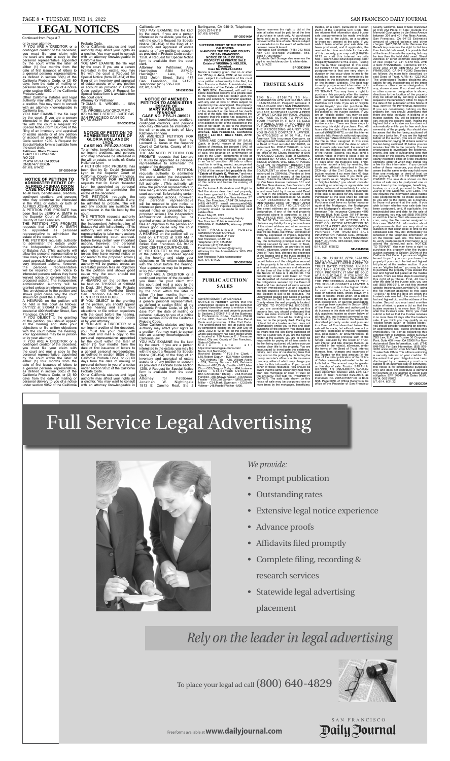# LEGAL NOTICES

Continued from Page # 7

or by your attorney.
IF YOU ARE A CREDITOR or a contingent creditor of the decedent, you must file your claim with the court and mail a copy to the personal representative appointed by the court within the later of either (1) four months from the date of first issuance of letters to a general personal representative, as defined in section 58(b) of the California Probate Code, or (2) 60 days from the date of mailing or personal delivery to you of a notice under section 9052 of the California Probate Code.
Other California statutes and legal authority may affect your rights as a creditor. You may want to consult with an attorney knowledgeable in California law.
YOU MAY EXAMINE the file kept by the court. If you are a person interested in the estate, you may file with the court a Request for Special Notice (form DE-154) of the filing of an inventory and appraisal of estate assets or of any petition or account as provided in Probate Code section 1250. A Request for Special Notice form is available from the court clerk.
**Petitioner: Gloria Thomas**
*12481 FIELDING CIR*
*NO 223*
*PLAYA VISTA CA 90094*
CN987477 DIXON
6/7, 6/8, 6/14/22

**SF-3593416#**

## NOTICE OF PETITION TO ADMINISTER ESTATE OF: ALFRED JOSHUA DIXON CASE NO. PES-22-305365

To all heirs, beneficiaries, creditors, contingent creditors, and persons who may otherwise be interested in the WILL or estate, or both of ALFRED JOSHUA DIXON.
A PETITION FOR PROBATE has been filed by JERRY A. SMITH in the Superior Court of California, County of San Francisco.
THE PETITION FOR PROBATE requests that JERRY A. SMITH be appointed as personal representative to administer the estate of the decedent.
THE PETITION requests authority to administer the estate under the Independent Administration of Estates Act. (This authority will allow the personal representative to take many actions without obtaining court approval. Before taking certain very important actions, however, the personal representative will be required to give notice to interested persons unless they have waived notice or consented to the proposed action.) The independent administration authority will be granted unless an interested person files an objection to the petition and shows good cause why the court should not grant the authority.
A HEARING on the petition will be held in this court as follows: 07/11/22 at 9:00AM in Dept. 204 located at 400 McAllister Street, San Francisco, CA 94102
IF YOU OBJECT to the granting of the petition, you should appear at the hearing and state your objections or file written objections with the court before the hearing. Your appearance may be in person or by your attorney.
IF YOU ARE A CREDITOR or a contingent creditor of the decedent, you must file your claim with the court and mail a copy to the personal representative appointed by the court within the later of either (1) four months from the date of first issuance of letters to a general personal representative, as defined in section 58(b) of the California Probate Code, or (2) 60 days from the date of mailing or personal delivery to you of a notice under section 9052 of the California Probate Code.
Other California statutes and legal authority may affect your rights as a creditor. You may want to consult with an attorney knowledgeable in California law.
YOU MAY EXAMINE the file kept by the court. If you are a person interested in the estate, you may file with the court a Request for Special Notice (form DE-154) of the filing of an inventory and appraisal of estate assets or of any petition or account as provided in Probate Code section 1250. A Request for Special Notice form is available from the court clerk.
Attorney for Petitioner
THOMAS S. WROBEL - SBN 189389
T.S. WROBEL LAW GROUP, PC
870 MARKET STREET, SUITE 645
SAN FRANCISCO CA 94102
6/7, 6/8, 6/14/22

**SF-3593373#**

## NOTICE OF PETITION TO ADMINISTER ESTATE OF GLORIA HOLLANDER LYON CASE NO. PES-22-305391

To all heirs, beneficiaries, creditors, contingent creditors, and persons who may otherwise be interested in the will or estate, or both, of: Gloria Hollander Lyon
A PETITION FOR PROBATE has been filed by Dr. David Hollander Lyon in the Superior Court of California, County of San Francisco.
THE PETITION FOR PROBATE requests that Dr. David Hollander Lyon be appointed as personal representative to administer the estate of the decedent.
THE PETITION requests the decedent's WILL and codicils, if any, be admitted to probate. The will and any codicils are available for examination in the file kept by the court.
THE PETITION requests authority to administer the estate under the Independent Administration of Estates Act with full authority. (This authority will allow the personal representative to take many actions without obtaining court approval. Before taking certain very important actions, however, the personal representative will be required to give notice to interested persons unless they have waived notice or consented to the proposed action.) The independent administration authority will be granted unless an interested person files an objection to the petition and shows good cause why the court should not grant the authority.
A HEARING on the petition will be held on 7/11/2022 at 9:00AM in Dept. 204 Room No: Probate located at 400 McAllister Street San Francisco CA 94102 CIVIC CENTER COURTHOUSE.
IF YOU OBJECT to the granting of the petition, you should appear at the hearing and state your objections or file written objections with the court before the hearing. Your appearance may be in person or by your attorney.
IF YOU ARE A CREDITOR or a contingent creditor of the decedent, you must file your claim with the court and mail a copy to the personal representative appointed by the court within the later of either (1) four months from the date of first issuance of letters to a general personal representative, as defined in section 58(b) of the California Probate Code, or (2) 60 days from the date of mailing or personal delivery to you of a notice under section 9052 of the California Probate Code.
Other California statutes and legal authority may affect your rights as a creditor. You may want to consult with an attorney knowledgeable in California law.
YOU MAY EXAMINE the file kept by the court. If you are a person interested in the estate, you may file with the court a Request for Special Notice (DE-154) of the filing of an inventory and appraisal of estate assets or of any petition or account as provided in Probate Code section 1250. A Request for Special Notice form is available from the court clerk.
Attorney for Petitioner: Amy Harrington SBN 237983
Harrington Law, P.C.
1592 Union Street, Suite 474
San Francisco, CA 94123,
Telephone: (415) 558-7700
6/7, 6/8, 6/14/22

**SF-3593350#**

## NOTICE OF AMENDED PETITION TO ADMINISTER ESTATE OF MARY KATHLEEN FENNONE CASE NO. PES-21-305021

To all heirs, beneficiaries, creditors, contingent creditors, and persons who may otherwise be interested in the will or estate, or both, of: Mary Kathleen Fennone
AN AMENDED PETITION FOR PROBATE has been filed by Leonard C. Kuras in the Superior Court of California, County of San Francisco.
THE AMENDED PETITION FOR PROBATE requests that Leonard C. Kuras be appointed as personal representative to administer the estate of the decedent.
THE AMENDED PETITION requests authority to administer the estate under the Independent Administration of Estates Act with full authority. (This authority will allow the personal representative to take many actions without obtaining court approval. Before taking certain very important actions, however, the personal representative will be required to give notice to interested persons unless they have waived notice or consented to the proposed action.) The independent administration authority will be granted unless an interested person files an objection to the petition and shows good cause why the court should not grant the authority.
A HEARING on the petition will be held on 7/11/2022 at 9:00 AM in Dept. 204 located at 400 McAllister Street San Francisco CA 94102 CIVIC CENTER COURTHOUSE.
IF YOU OBJECT to the granting of the petition, you should appear at the hearing and state your objections or file written objections with the court before the hearing. Your appearance may be in person or by your attorney.
IF YOU ARE A CREDITOR or a contingent creditor of the decedent, you must file your claim with the court and mail a copy to the personal representative appointed by the court within the later of either (1) four months from the date of first issuance of letters to a general personal representative, as defined in section 58(b) of the California Probate Code, or (2) 60 days from the date of mailing or personal delivery to you of a notice under section 9052 of the California Probate Code.
Other California statutes and legal authority may affect your rights as a creditor. You may want to consult with an attorney knowledgeable in California law.
YOU MAY EXAMINE the file kept by the court. If you are a person interested in the estate, you may file with the court a Request for Special Notice (DE-154) of the filing of an inventory and appraisal of estate assets or of any petition or account as provided in Probate Code section 1250. A Request for Special Notice form is available from the court clerk.
Attorney for Petitioner: Jonathan W. Naphtinaglie
1813 El Camino Real, Ste 2
Burlingame, CA 94010, Telephone: (650) 231-8118
6/7, 6/8, 6/14/22

**SF-3593145#**

## SUPERIOR COURT OF THE STATE OF CALIFORNIA IN AND FOR THE CITY AND COUNTY OF SAN FRANCISCO NOTICE OF SALE OF REAL PROPERTY AT PRIVATE SALE Estate of VIRGINIA Q. NIELSEN, Decedent. Case No. PES-21-304654

Notice is hereby given that on or after the **17th** day of **June, 2022**, at ten o'clock a.m., subject to confirmation of this court on a petition subsequently to be filed, the undersigned, Gerald F. Smith, as Administrator of the **Estate of VIRGINIA Q. NIELSEN**, Deceased, will sell the below described property at a private sale to the highest and best bidder upon the terms and conditions hereinafter specified, with any and all bids or offers subject to rejection by the undersigned. The property offered is all of the right, title and interest of decedent at the time of her death and all of the right, title and interest in the property that the estate has acquired, by operation of law or otherwise, other than or in addition to that of the decedent at the time of her death, in and to the improved real property located at **1454 Cortland Avenue, San Francisco, California 94110 ; Lot 041, Block 5689; APN: 5689-041.**
TERMS AND CONDITIONS OF SALE: Cash, in lawful money of the United States of America, ten percent (10%) of the purchase price to be paid at the time of sale, the balance on confirmation of sale by the Court. Instruments of title at the expense of the purchaser. To be sold in an "as is" condition. All bids or offers must be in writing, sealed, accompanied by cash or certified check for ten percent (10%) of the amount bid **payable to the "Estate of Virginia Q. Nielsen,"** and may be delivered to **Ana Ruvalcaba** of Coldwell Banker at any time after the first publication of this notice and before the making of this sale.
An Exclusive Authorization and Right to Sell the above described real property has been granted to: Coldwell Banker, Ana Ruvalcaba, 1560 Van Ness Avenue, 2nd Floor, San Francisco, CA 94109; telephone (415) 447-8721; email: ana.ruvalcaba9@gmail.com. Any inquiries regarding said property should be made to said real estate office.
Dated: May 26, 2022
Lizzie Severson, Supervising Deputy
San Francisco Public Administrator
DEBORAH A. MANNION, Attorney (CSBN 086760)
SAN FRANCISCO PUBLIC ADMINISTRATOR'S OFFICE
1650 Mission Street, 4th Floor
San Francisco, CA 94103
Telephone (415) 355-3512
Facsimile (415) 355-6757
Email: deborah.mannion@sfgov.org
Attorney for the Administrator With Will Annexed
San Francisco Public Administrator
5/31, 6/7, 6/14/22

**SF-3591208#**

## PUBLIC AUCTION/ SALES

ADVERTISEMENT OF LIEN SALE
NOTICE IS HEREBY GIVEN that the undersigned intends to sell the personal property described below to enforce a lien or liens imposed on said property pursuant to Sections 21700-21716 of the Business & Professions Code, Section 2328 of the UCC, Section 535 of the Penal Code and provisions of the Civil Code. The undersigned will sell at public sale by competitive bidding on the 29th Day of June, 2022 at 12:45 pm on the premises where said property has been stored which is located at 757 Avenue E / Treasure Island, City and County of San Francisco, State of California.
More info at: https://storagetreasures.com/
Name, Unit Number(s):
Richard Brunal - F35,Tre Clark - L15,Robert Dupuy - E37,Victor Graham - U27,Anthony Teal - K39, William Ayers - I29, Tommy Barton - A25, Behnam Behrouzi - H85,Cindy Castillo - N21,Alan Chu - G33,Gregory Corby - M84,Lorenna Davis - U48,Benyam Deressa - B51,Christopher Ehling - U38,Richard Fairchild - A80,Shawn Frasier - H3,Shawn Frasier - V25,Carl Gordon - M100,James Miller - I-34,Mark Swenson - I23,Beth Vollmer - J48,Ruedell Walker - M36

Owner reserves the right to bid at the sale; all sales must be paid for at the time of purchase in cash only. All purchased items sold as is, where is and must be removed at the time of sale. Sale is subject to cancellation in the event of settlement between owner & tenant.
Affordable Self Storage, (415) 213-4892
Nor Cal Storage Auctions Inc.
Bond # 7900468597
Affordable Self Storage also reserves the right to reschedule auction to a later date.
6/7, 6/14/22

**SF-3593864#**

## TRUSTEE SALES

TSG No.: 8756175 TS No.: CA1900285700 APN: LOT 033 BLK 3272 / 03-3272-033-01 Property Address: 5 PELLA PLACE #301 SAN FRANCISCO, CA 94108 NOTICE OF TRUSTEE'S SALE YOU ARE IN DEFAULT UNDER A DEED OF TRUST, DATED 04/12/2006. UNLESS YOU TAKE ACTION TO PROTECT YOUR PROPERTY, IT MAY BE SOLD AT A PUBLIC SALE. IF YOU NEED AN EXPLANATION OF THE NATURE OF THE PROCEEDING AGAINST YOU, YOU SHOULD CONTACT A LAWYER. On 07/05/2022 at 01:30 P.M., First American Title Insurance Company, as duly appointed Trustee under and pursuant to Deed of Trust recorded 04/12/2006, as Instrument No. 2006-I153797-00, in book J110, page 0026, , of Official Records in the office of the County Recorder of SAN FRANCISCO County, State of California. Executed by: KYUNG SUK HWANG, A SINGLE WOMAN, WILL SELL AT PUBLIC AUCTION TO HIGHEST BIDDER FOR CASH, CASHIER'S CHECK/CASH EQUIVALENT or other form of payment authorized by 2924h(b), (Payable at time of sale in lawful money of the United States) Outside the Memorial Court gates at Van Ness Avenue between 301 and 401 Van Ness Avenue, San Francisco, CA 94102 All right, title and interest conveyed to and now held by it under said Deed of Trust in the property situated in said County and State described as: AS MORE FULLY DESCRIBED IN THE ABOVE MENTIONED DEED OF TRUST APN# LOT 033 BLK 3272 / 03-3272-033-01 The street address and other common designation, if any, of the real property described above is purported to be: 5 PELLA PLACE #301, SAN FRANCISCO, CA 94108 The undersigned Trustee disclaims any liability for any incorrectness of the street address and other common designation, if any, shown herein. Said sale will be made, but without covenant or warranty, expressed or implied, regarding title, possession, or encumbrances, to pay the remaining principal sum of the note(s) secured by said Deed of Trust, with interest thereon, as provided in said note(s), advances, under the terms of said Deed of Trust, fees, charges and expenses of the Trustee and of the trusts created by said Deed of Trust. The total amount of the unpaid balance of the obligation secured by the property to be sold and reasonable estimated costs, expenses and advances at the time of the initial publication of the Notice of Sale is $ 48,154.00. The beneficiary under said Deed of Trust has deposited all documents evidencing the obligations secured by the Deed of Trust and has declared all sums secured thereby immediately due and payable, and has caused a written Notice of Default and Election to Sell to be executed. The undersigned caused said Notice of Default and Election to Sell to be recorded in the County where the real property is located. NOTICE TO POTENTIAL BIDDERS: If you are considering bidding on this property lien, you should understand that there are risks involved in bidding at a trustee auction. You will be bidding on a lien, not on the property itself. Placing the highest bid at a trustee auction does not automatically entitle you to free and clear ownership of the property. You should also be aware that the lien being auctioned off may be a junior lien. If you are the highest bidder at the auction, you are or may be responsible for paying off all liens senior to the lien being auctioned off, before you can receive clear title to the property. You are encouraged to investigate the existence, priority, and size of outstanding liens that may exist on this property by contacting the county recorder's office or a title insurance company, either of which may charge you a fee for this information. If you consult either of these resources, you should be aware that the same lender may hold more than one mortgage or deed of trust on the property. NOTICE TO PROPERTY OWNER: The sale date shown on this notice of sale may be postponed one or more times by the mortgagee, beneficiary, trustee, or a court, pursuant to Section 2924g of the California Civil Code. The law requires that information about trustee sale postponements be made available to you and to the public, as a courtesy to those not present at the sale. If you wish to learn whether your sale date has been postponed, and if applicable, the rescheduled time and date for the sale of this property, you may call (916)939-0772 or visit this internet website http://search.nationwideposting.com/propertySearchTerms.aspx, using the file number assigned to this case CA1900285700 Information about postponements that are very short in duration or that occur close in time to the scheduled sale may not immediately be reflected in the telephone information or on the Internet Website. The best way to verify postponement information is to attend the scheduled sale. NOTICE TO TENANT: You may have a right to purchase this property after the trustee auction if conducted after January 1, 2021, pursuant to Section 2924m of the California Civil Code. If you are an "eligible tenant buyer," you can purchase the property if you match the last and highest bid placed at the trustee auction. If you are an "eligible bidder," you may be able to purchase the property if you exceed the last and highest bid placed at the trustee auction. There are three steps to exercising this right of purchase. First, 48 hours after the date of the trustee sale, you can call (916)939-0772, or visit this internet website http://search.nationwideposting.com/propertySearchTerms.aspx, using the file number assigned to this case CA1900285700 to find the date on which the trustee's sale was held, the amount of the last and highest bid, and the address of the trustee. Second, you must send a written notice of intent to place a bid so that the trustee receives it no more than 15 days after the trustee's sale. Third, you must submit a bid, by remitting the funds and affidavit described in Section 2924m(c) of the Civil Code, so that the trustee receives it no more than 45 days after the trustee's sale. If you think you may qualify as an "eligible tenant buyer" or "eligible bidder," you should consider contacting an attorney or appropriate real estate professional immediately for advice regarding this potential right to purchase. If the sale is set aside for any reason, the Purchaser at the sale shall be entitled only to a return of the deposit paid. The Purchaser shall have no further recourse against the Mortgagor, the Mortgagee, or the Mortgagee's attorney. Date: First American Title Insurance Company 4795 Regent Blvd, Mail Code 1011-F Irving, TX 75063 First American Title Insurance Company MAY BE ACTING AS A DEBT COLLECTOR ATTEMPTING TO COLLECT A DEBT. ANY INFORMATION OBTAINED MAY BE USED FOR THAT PURPOSE FOR TRUSTEES SALE INFORMATION PLEASE CALL (916)939-0772NPP0412795 To: SAN FRANCISCO DAILY JOURNAL 06/14/2022, 06/21/2022, 06/28/2022
6/14, 6/21, 6/28/22

**SF-3594985#**

T.S. No. 19-58157 APN: 1222-002 NOTICE OF TRUSTEE'S SALE YOU ARE IN DEFAULT UNDER A DEED OF TRUST DATED 7/22/2005. UNLESS YOU TAKE ACTION TO PROTECT YOUR PROPERTY, IT MAY BE SOLD AT A PUBLIC SALE. IF YOU NEED AN EXPLANATION OF THE NATURE OF THE PROCEEDING AGAINST YOU, YOU SHOULD CONTACT A LAWYER A public auction sale to the highest bidder for cash, cashier's check drawn on a state or national bank, check drawn by a state or federal credit union, or a check drawn by a state or federal savings and loan association, or savings association, or savings bank specified in Section 5102 of the Financial Code and authorized to do business in this state will be held by the duly appointed trustee as shown below, of all right, title, and interest conveyed to and now held by the trustee in the hereinafter described property under and pursuant to a Deed of Trust described below. The sale will be made, but without covenant or warranty, expressed or implied, regarding title, possession, or encumbrances, to pay the remaining principal sum of the note(s) secured by the Deed of Trust, with interest and late charges thereon, as provided in the note(s), advances, under the terms of the Deed of Trust, interest thereon, fees, charges and expenses of the Trustee for the total amount (at the time of the initial publication of the Notice of Sale) reasonably estimated to be set forth below. The amount may be greater on the day of sale. Trustor: SARAH A. GROSSI, AN UNMARRIED WOMAN Duly Appointed Trustee: ZBS Law, LLP Deed of Trust recorded 8/22/2005, as Instrument No. 2005-I015877-00, in Book 1958, Page 0050, of Official Records in the office of the Recorder of San Francisco County, California, Date of Sale: 6/29/2022 at 9:00 AM Place of Sale: Outside the Memorial Court gates by Van Ness Avenue between 301 and 401 Van Ness Avenue, San Francisco, CA 94102 Estimated amount of unpaid balance and other charges: $487,396.51 Note: Because the Beneficiary reserves the right to bid less than the total debt owed, it is possible that at the time of the sale the opening bid may be less than the total debt owed. Street Address or other common designation of real property: 241 CENTRAL AVE 3 SAN FRANCISCO, California 94117-2052 A.P.N.: 1222-002 The undersigned Trustee disclaims any liability for any incorrectness of the street address or other common designation, if any, shown above. If no street address or other common designation is shown, directions to the location of the property may be obtained by sending a written request to the beneficiary within 10 days of the date of first publication of this Notice of Sale. NOTICE TO POTENTIAL BIDDERS: If you are considering bidding on this property lien, you should understand that there are risks involved in bidding at a trustee auction. You will be bidding on a lien, not on the property itself. Placing the highest bid at a trustee auction does not automatically entitle you to free and clear ownership of the property. You should also be aware that the lien being auctioned off may be a junior lien. If you are the highest bidder at the auction, you are or may be responsible for paying off all liens senior to the lien being auctioned off, before you can receive clear title to the property. You are encouraged to investigate the existence, priority, and size of outstanding liens that may exist on this property by contacting the county recorder's office or a title insurance company, either of which may charge you a fee for this information. If you consult either of these resources, you should be aware that the same lender may hold more than one mortgage or deed of trust on the property. NOTICE TO PROPERTY OWNER: The sale date shown on this notice of sale may be postponed one or more times by the mortgagee, beneficiary, trustee, or a court, pursuant to Section 2924g of the California Civil Code. The law requires that information about trustee sale postponements be made available to you and to the public, as a courtesy to those not present at the sale. If you wish to learn whether your sale date has been postponed, and, if applicable, the rescheduled time and date for the sale of this property, you may call (855) 976-3916 or visit the Internet Web site www.auction.com, using the file number assigned to this case 19-58157. Information about postponements that are very short in duration or that occur close in time to the scheduled sale may not immediately be reflected in the telephone information or on the Internet Web site. The best way to verify postponement information is to attend the scheduled sale. NOTICE TO TENANT: You may have a right to purchase this property after the trustee auction pursuant to Section 2924m of the California Civil Code. If you are an "eligible tenant buyer," you can purchase the property if you match the last and highest bid placed at the trustee auction. If you are an "eligible bidder," you may be able to purchase the property if you exceed the last and highest bid placed at the trustee auction. There are three steps to exercising this right of purchase. First, 48 hours after the date of the trustee sale, you can call (855) 976-3916, or visit this internet website trustee.auction.com/ttd/1076, using the file number assigned to this case 19-58157 to find the date on which the trustee's sale was held, the amount of the last and highest bid, and the address of the trustee. Second, you must send a written notice of intent to place a bid so that the trustee receives it no more than 15 days after the trustee's sale. Third, you must submit a bid so that the trustee receives it no more than 45 days after the trustee's sale. If you think you may qualify as an "eligible tenant buyer" or "eligible bidder," you should consider contacting an attorney or appropriate real estate professional immediately for advice regarding this potential right to purchase. Dated: 6/2/2022 ZBS Law, LLP, as Trustee 30 Corporate Park, Suite 450 Irvine, CA 92606 For Non-Automated Sale Information, call: (714) 848-7920 For Sale Information: (855) 976-3916 www.auction.com Michael Busby, Trustee Sale Officer This office is enforcing a security interest of your creditor. To the extent that your obligation has been discharged by a bankruptcy court or is subject to an automatic stay of bankruptcy, this notice is for informational purposes only and does not constitute a demand for payment or any attempt to collect such obligation. EPP 34647 Pub Dates 06/07, 06/14, 06/21/2022
6/7, 6/14, 6/21/22

**SF-3593637#**

# Full Service Legal Advertising

*We provide:*

- Prompt publication
- Outstanding rates
- Extensive legal notice experience
- Advance proofs
- Affidavits filed promptly
- Complete filing, recording & research services
- Statewide legal advertising placement

*Rely on the leader in legal advertising*

To place your legal ad call **(800) 640-4829**

SAN FRANCISCO
**Daily Journal**

Free forms available at **www.dailyjournal.com**